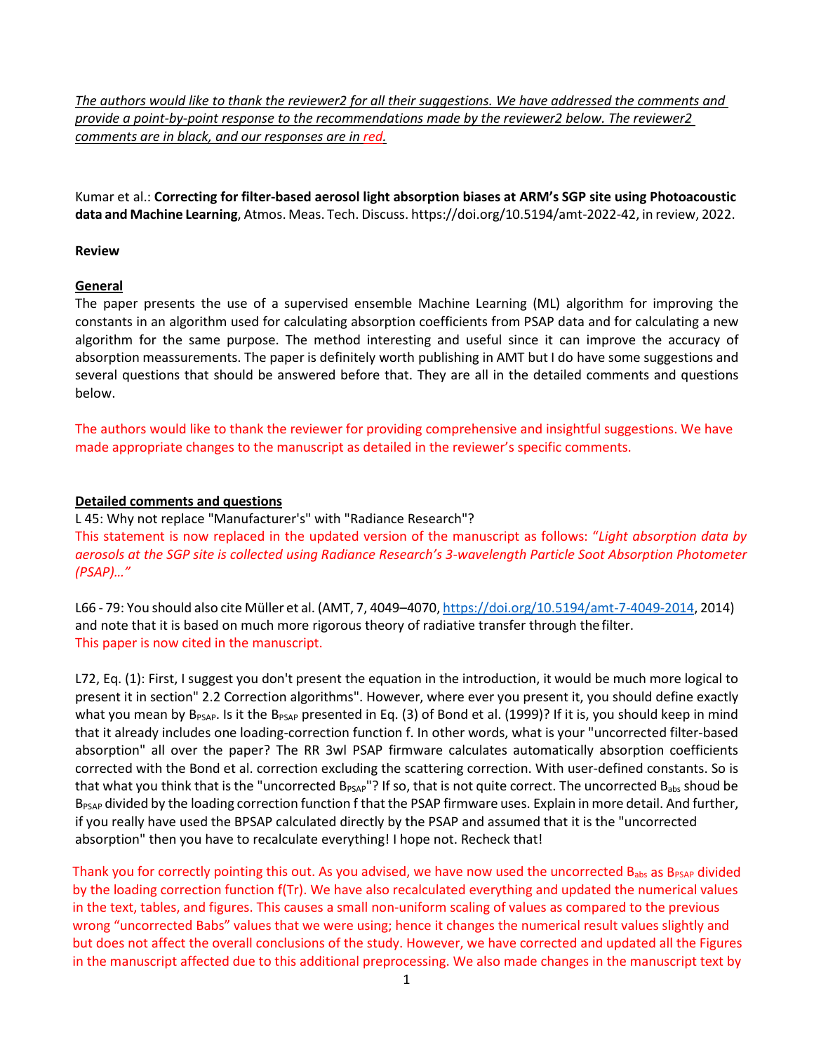*The authors would like to thank the reviewer2 for all their suggestions. We have addressed the comments and provide a point-by-point response to the recommendations made by the reviewer2 below. The reviewer2 comments are in black, and our responses are in red.*

Kumar et al.: **Correcting for filter-based aerosol light absorption biases at ARM's SGP site using Photoacoustic data and Machine Learning**, Atmos. Meas. Tech. Discuss. https://doi.org/10.5194/amt-2022-42, in review, 2022.

**Review**

**General**

The paper presents the use of a supervised ensemble Machine Learning (ML) algorithm for improving the constants in an algorithm used for calculating absorption coefficients from PSAP data and for calculating a new algorithm for the same purpose. The method interesting and useful since it can improve the accuracy of absorption meassurements. The paper is definitely worth publishing in AMT but I do have some suggestions and several questions that should be answered before that. They are all in the detailed comments and questions below.

The authors would like to thank the reviewer for providing comprehensive and insightful suggestions. We have made appropriate changes to the manuscript as detailed in the reviewer's specific comments.

**Detailed comments and questions**

L 45: Why not replace "Manufacturer's" with "Radiance Research"?

This statement is now replaced in the updated version of the manuscript as follows: "*Light absorption data by aerosols at the SGP site is collected using Radiance Research's 3-wavelength Particle Soot Absorption Photometer (PSAP)…*"

L66 - 79: You should also cite Müller et al. (AMT, 7, 4049–4070, https://doi.org/10.5194/amt-7-4049-2014, 2014) and note that it is based on much more rigorous theory of radiative transfer through the filter.

This paper is now cited in the manuscript.

L72, Eq. (1): First, I suggest you don't present the equation in the introduction, it would be much more logical to present it in section" 2.2 Correction algorithms". However, where ever you present it, you should define exactly what you mean by $B_{PSAP}$. Is it the $B_{PSAP}$ presented in Eq. (3) of Bond et al. (1999)? If it is, you should keep in mind that it already includes one loading-correction function f. In other words, what is your "uncorrected filter-based absorption" all over the paper? The RR 3wl PSAP firmware calculates automatically absorption coefficients corrected with the Bond et al. correction excluding the scattering correction. With user-defined constants. So is that what you think that is the "uncorrected $B_{PSAP}$"? If so, that is not quite correct. The uncorrected $B_{abs}$ shoud be $B_{PSAP}$ divided by the loading correction function f that the PSAP firmware uses. Explain in more detail. And further, if you really have used the BPSAP calculated directly by the PSAP and assumed that it is the "uncorrected absorption" then you have to recalculate everything! I hope not. Recheck that!

Thank you for correctly pointing this out. As you advised, we have now used the uncorrected $B_{abs}$ as $B_{PSAP}$ divided by the loading correction function f(Tr). We have also recalculated everything and updated the numerical values in the text, tables, and figures. This causes a small non-uniform scaling of values as compared to the previous wrong "uncorrected Babs" values that we were using; hence it changes the numerical result values slightly and but does not affect the overall conclusions of the study. However, we have corrected and updated all the Figures in the manuscript affected due to this additional preprocessing. We also made changes in the manuscript text by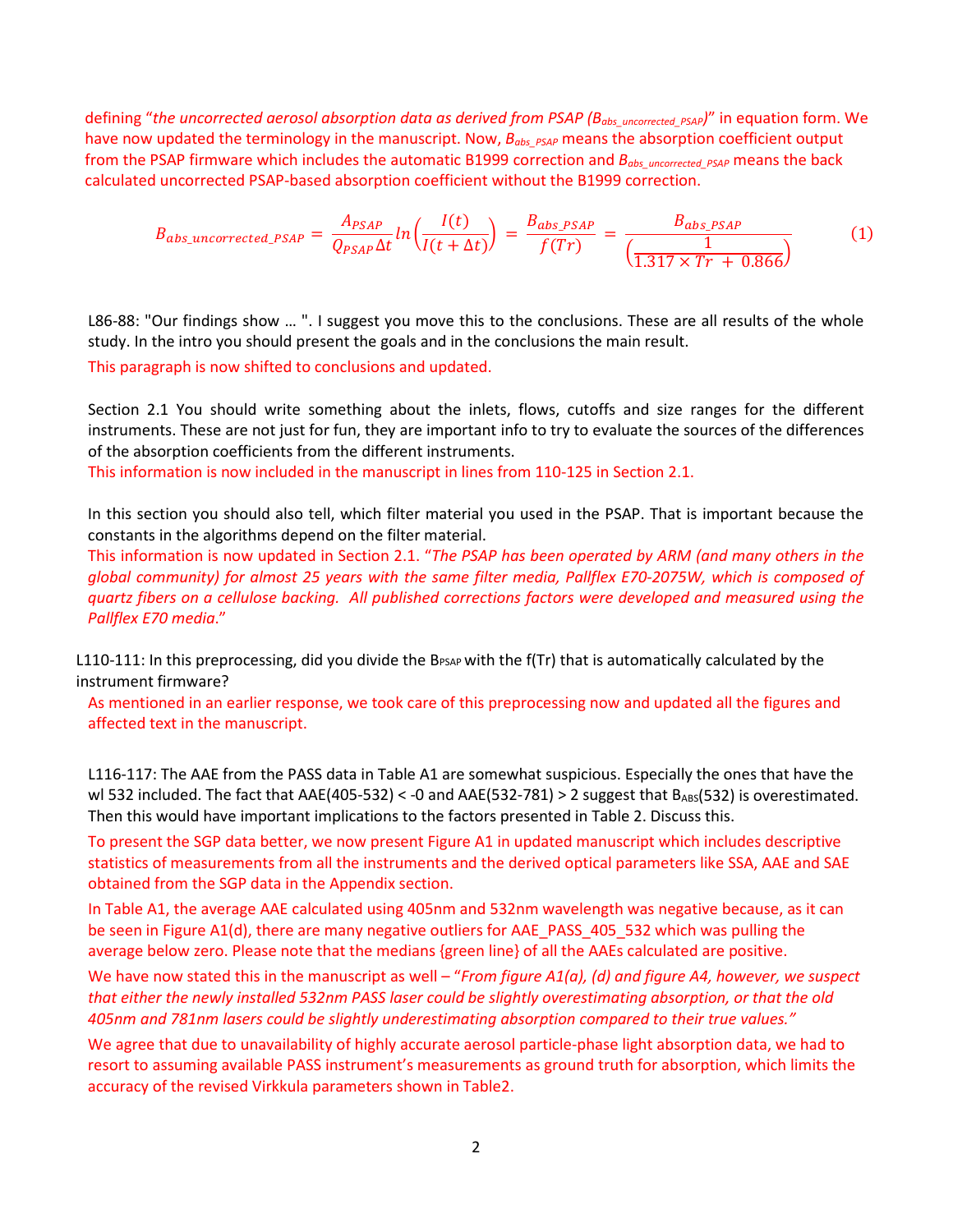defining "*the uncorrected aerosol absorption data as derived from PSAP ($B_{abs\_uncorrected\_PSAP}$)*" in equation form. We have now updated the terminology in the manuscript. Now, $B_{abs\_PSAP}$ means the absorption coefficient output from the PSAP firmware which includes the automatic B1999 correction and $B_{abs\_uncorrected\_PSAP}$ means the back calculated uncorrected PSAP-based absorption coefficient without the B1999 correction.

$$B_{abs\_uncorrected\_PSAP} = \frac{A_{PSAP}}{Q_{PSAP}\Delta t} ln\left(\frac{I(t)}{I(t+\Delta t)}\right) = \frac{B_{abs\_PSAP}}{f(Tr)} = \frac{B_{abs\_PSAP}}{\left(\frac{1}{1.317 \times Tr \ + \ 0.866}\right)} \qquad (1)$$

L86-88: "Our findings show … ". I suggest you move this to the conclusions. These are all results of the whole study. In the intro you should present the goals and in the conclusions the main result.

This paragraph is now shifted to conclusions and updated.

Section 2.1 You should write something about the inlets, flows, cutoffs and size ranges for the different instruments. These are not just for fun, they are important info to try to evaluate the sources of the differences of the absorption coefficients from the different instruments.

This information is now included in the manuscript in lines from 110-125 in Section 2.1.

In this section you should also tell, which filter material you used in the PSAP. That is important because the constants in the algorithms depend on the filter material.

This information is now updated in Section 2.1. "*The PSAP has been operated by ARM (and many others in the global community) for almost 25 years with the same filter media, Pallflex E70-2075W, which is composed of quartz fibers on a cellulose backing. All published corrections factors were developed and measured using the Pallflex E70 media*."

L110-111: In this preprocessing, did you divide the $B_{PSAP}$ with the f(Tr) that is automatically calculated by the instrument firmware?

As mentioned in an earlier response, we took care of this preprocessing now and updated all the figures and affected text in the manuscript.

L116-117: The AAE from the PASS data in Table A1 are somewhat suspicious. Especially the ones that have the wl 532 included. The fact that AAE(405-532) < -0 and AAE(532-781) > 2 suggest that $B_{ABS}(532)$ is overestimated. Then this would have important implications to the factors presented in Table 2. Discuss this.

To present the SGP data better, we now present Figure A1 in updated manuscript which includes descriptive statistics of measurements from all the instruments and the derived optical parameters like SSA, AAE and SAE obtained from the SGP data in the Appendix section.

In Table A1, the average AAE calculated using 405nm and 532nm wavelength was negative because, as it can be seen in Figure A1(d), there are many negative outliers for AAE_PASS_405_532 which was pulling the average below zero. Please note that the medians {green line} of all the AAEs calculated are positive.

We have now stated this in the manuscript as well – "*From figure A1(a), (d) and figure A4, however, we suspect that either the newly installed 532nm PASS laser could be slightly overestimating absorption, or that the old 405nm and 781nm lasers could be slightly underestimating absorption compared to their true values.*"

We agree that due to unavailability of highly accurate aerosol particle-phase light absorption data, we had to resort to assuming available PASS instrument's measurements as ground truth for absorption, which limits the accuracy of the revised Virkkula parameters shown in Table2.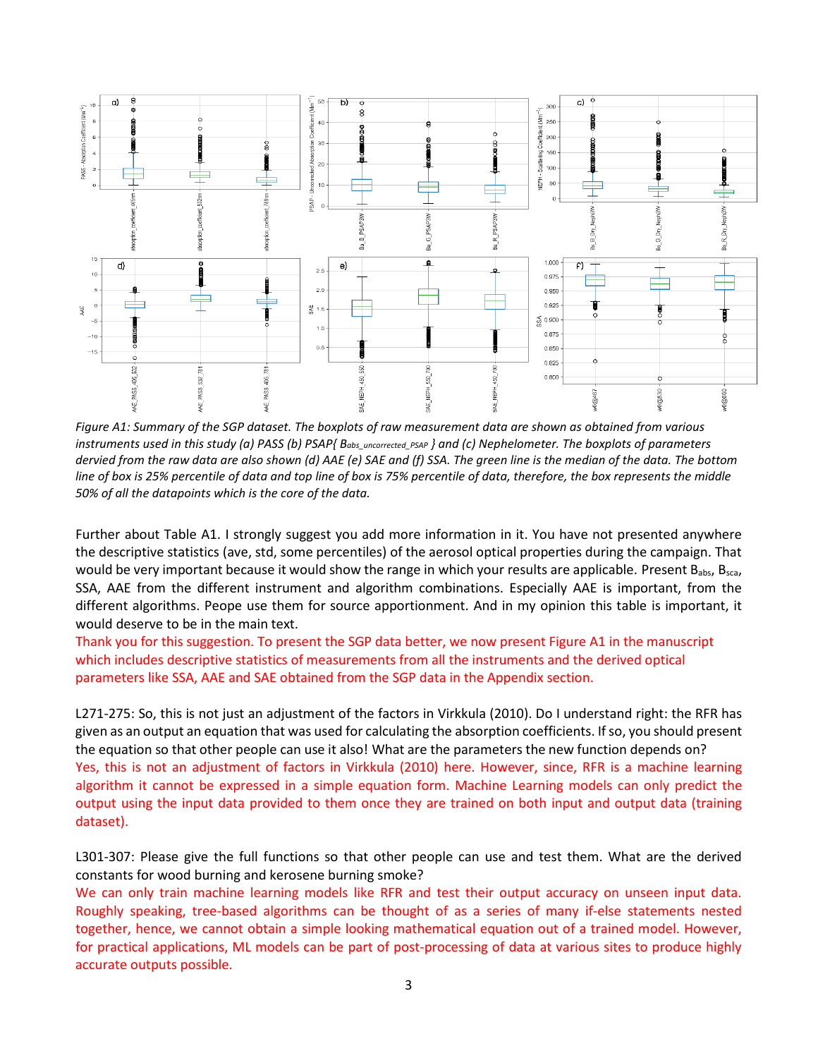*Figure A1: Summary of the SGP dataset. The boxplots of raw measurement data are shown as obtained from various instruments used in this study (a) PASS (b) PSAP{ $B_{abs\_uncorrected\_PSAP}$ } and (c) Nephelometer. The boxplots of parameters dervied from the raw data are also shown (d) AAE (e) SAE and (f) SSA. The green line is the median of the data. The bottom line of box is 25% percentile of data and top line of box is 75% percentile of data, therefore, the box represents the middle 50% of all the datapoints which is the core of the data.*

Further about Table A1. I strongly suggest you add more information in it. You have not presented anywhere the descriptive statistics (ave, std, some percentiles) of the aerosol optical properties during the campaign. That would be very important because it would show the range in which your results are applicable. Present $B_{abs}$, $B_{sca}$, SSA, AAE from the different instrument and algorithm combinations. Especially AAE is important, from the different algorithms. Peope use them for source apportionment. And in my opinion this table is important, it would deserve to be in the main text.

Thank you for this suggestion. To present the SGP data better, we now present Figure A1 in the manuscript which includes descriptive statistics of measurements from all the instruments and the derived optical parameters like SSA, AAE and SAE obtained from the SGP data in the Appendix section.

L271-275: So, this is not just an adjustment of the factors in Virkkula (2010). Do I understand right: the RFR has given as an output an equation that was used for calculating the absorption coefficients. If so, you should present the equation so that other people can use it also! What are the parameters the new function depends on?

Yes, this is not an adjustment of factors in Virkkula (2010) here. However, since, RFR is a machine learning algorithm it cannot be expressed in a simple equation form. Machine Learning models can only predict the output using the input data provided to them once they are trained on both input and output data (training dataset).

L301-307: Please give the full functions so that other people can use and test them. What are the derived constants for wood burning and kerosene burning smoke?

We can only train machine learning models like RFR and test their output accuracy on unseen input data. Roughly speaking, tree-based algorithms can be thought of as a series of many if-else statements nested together, hence, we cannot obtain a simple looking mathematical equation out of a trained model. However, for practical applications, ML models can be part of post-processing of data at various sites to produce highly accurate outputs possible.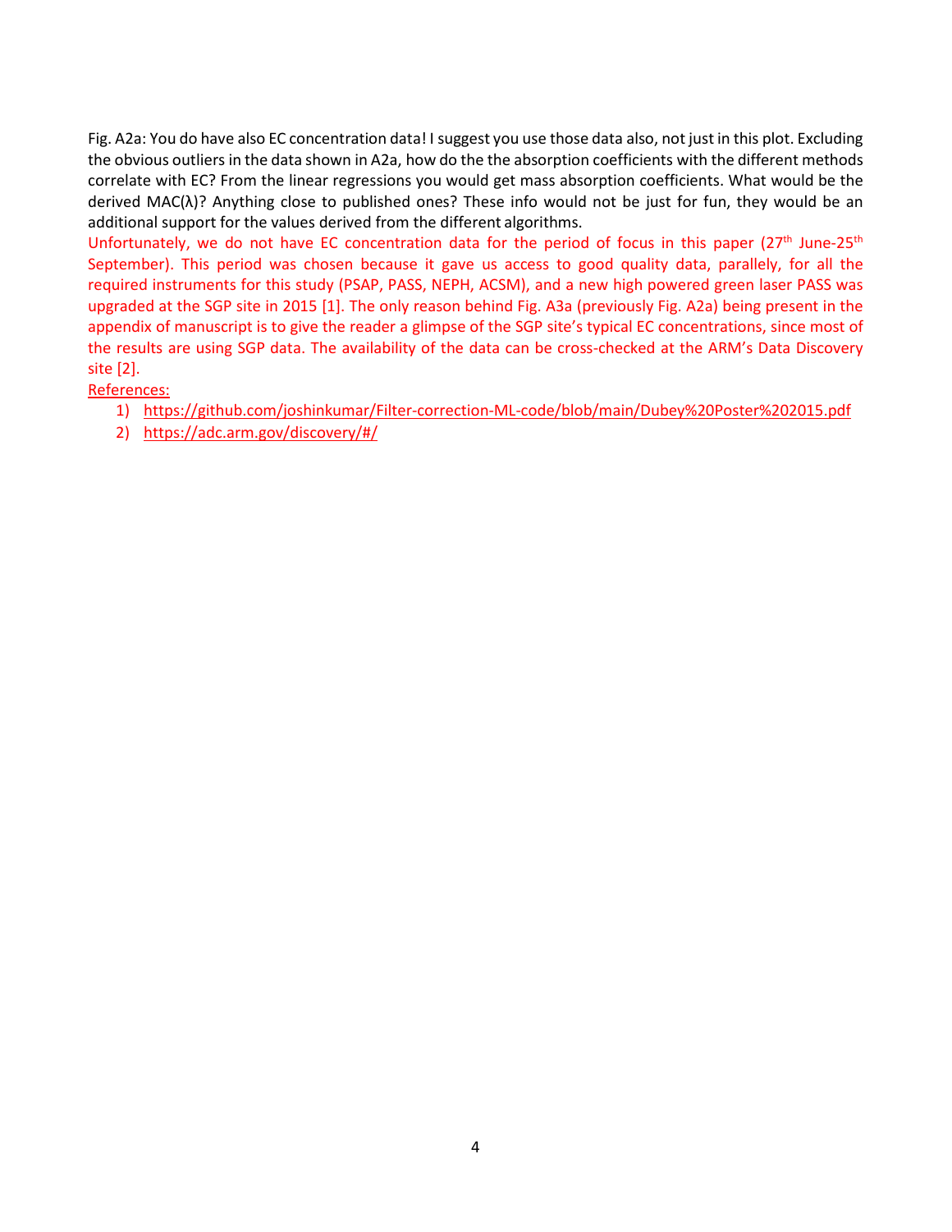Fig. A2a: You do have also EC concentration data! I suggest you use those data also, not just in this plot. Excluding the obvious outliers in the data shown in A2a, how do the the absorption coefficients with the different methods correlate with EC? From the linear regressions you would get mass absorption coefficients. What would be the derived MAC(λ)? Anything close to published ones? These info would not be just for fun, they would be an additional support for the values derived from the different algorithms.

Unfortunately, we do not have EC concentration data for the period of focus in this paper (27th June-25th September). This period was chosen because it gave us access to good quality data, parallely, for all the required instruments for this study (PSAP, PASS, NEPH, ACSM), and a new high powered green laser PASS was upgraded at the SGP site in 2015 [1]. The only reason behind Fig. A3a (previously Fig. A2a) being present in the appendix of manuscript is to give the reader a glimpse of the SGP site's typical EC concentrations, since most of the results are using SGP data. The availability of the data can be cross-checked at the ARM's Data Discovery site [2].

References:

1) https://github.com/joshinkumar/Filter-correction-ML-code/blob/main/Dubey%20Poster%202015.pdf
2) https://adc.arm.gov/discovery/#/